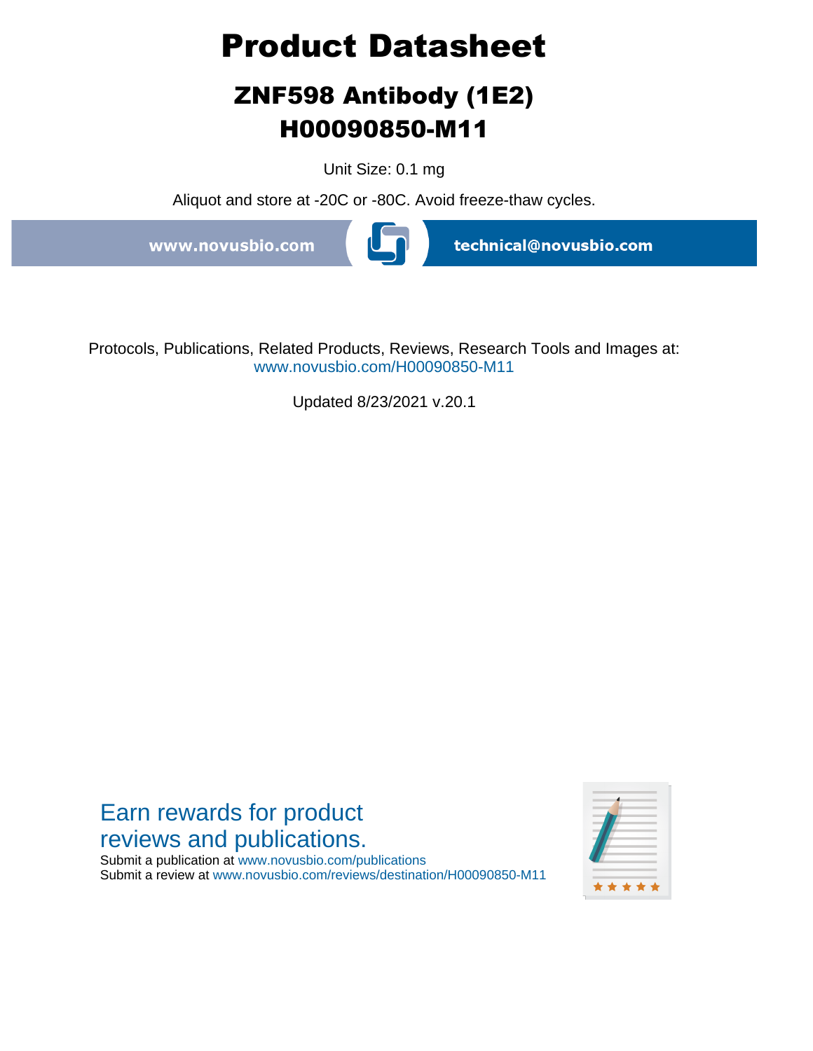# Product Datasheet

## ZNF598 Antibody (1E2)
## H00090850-M11

Unit Size: 0.1 mg

Aliquot and store at -20C or -80C. Avoid freeze-thaw cycles.

www.novusbio.com technical@novusbio.com

Protocols, Publications, Related Products, Reviews, Research Tools and Images at:
www.novusbio.com/H00090850-M11

Updated 8/23/2021 v.20.1

Earn rewards for product reviews and publications.

Submit a publication at www.novusbio.com/publications
Submit a review at www.novusbio.com/reviews/destination/H00090850-M11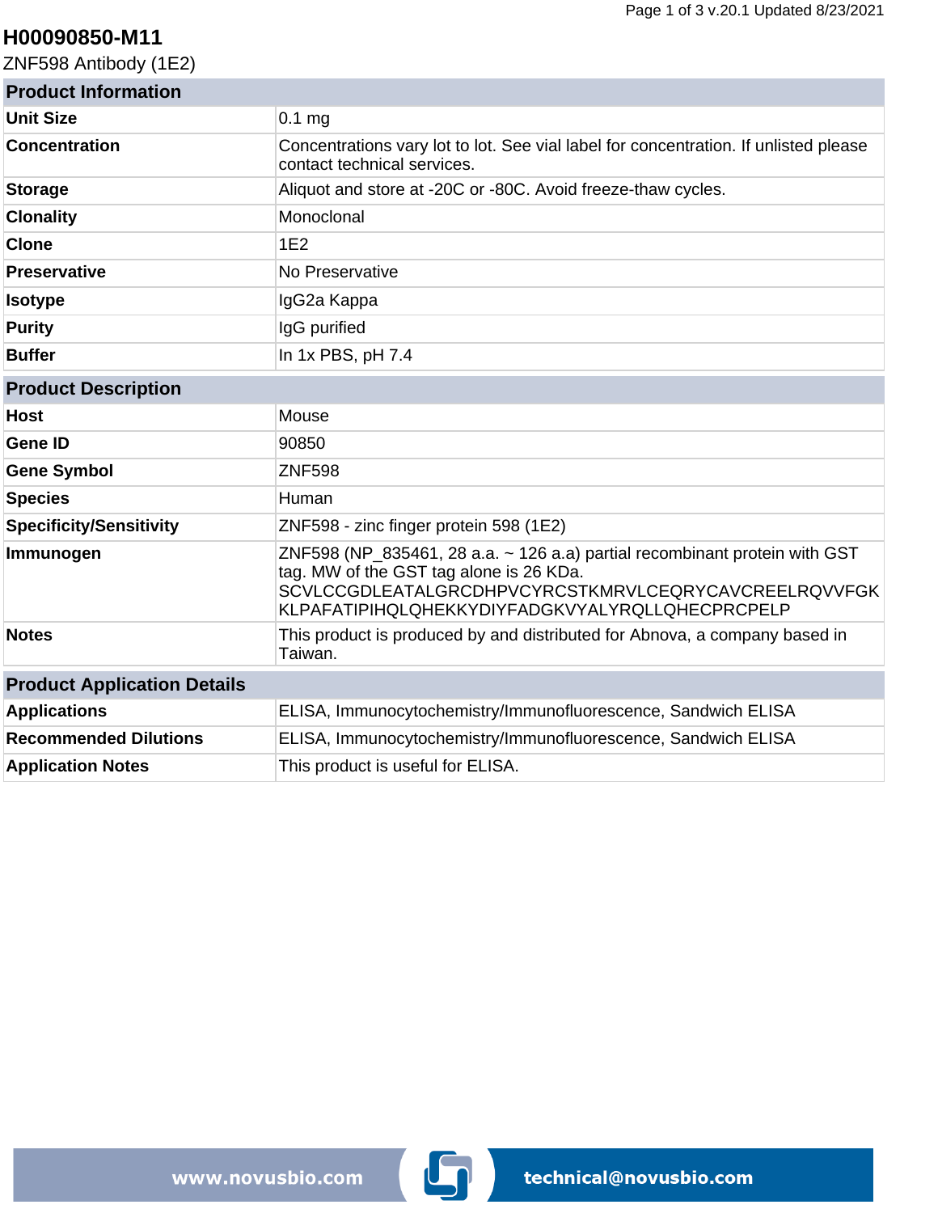# H00090850-M11

ZNF598 Antibody (1E2)

| Product Information | |
|---|---|
| **Unit Size** | 0.1 mg |
| **Concentration** | Concentrations vary lot to lot. See vial label for concentration. If unlisted please contact technical services. |
| **Storage** | Aliquot and store at -20C or -80C. Avoid freeze-thaw cycles. |
| **Clonality** | Monoclonal |
| **Clone** | 1E2 |
| **Preservative** | No Preservative |
| **Isotype** | IgG2a Kappa |
| **Purity** | IgG purified |
| **Buffer** | In 1x PBS, pH 7.4 |

| Product Description | |
|---|---|
| **Host** | Mouse |
| **Gene ID** | 90850 |
| **Gene Symbol** | ZNF598 |
| **Species** | Human |
| **Specificity/Sensitivity** | ZNF598 - zinc finger protein 598 (1E2) |
| **Immunogen** | ZNF598 (NP_835461, 28 a.a. ~ 126 a.a) partial recombinant protein with GST tag. MW of the GST tag alone is 26 KDa. SCVLCCGDLEATALGRCDHPVCYRCSTKMRVLCEQRYCAVCREELRQVVFGKKLPAFATIPIHQLQHEKKYDIYFADGKVYALYRQLLQHECPRCPELP |
| **Notes** | This product is produced by and distributed for Abnova, a company based in Taiwan. |

| Product Application Details | |
|---|---|
| **Applications** | ELISA, Immunocytochemistry/Immunofluorescence, Sandwich ELISA |
| **Recommended Dilutions** | ELISA, Immunocytochemistry/Immunofluorescence, Sandwich ELISA |
| **Application Notes** | This product is useful for ELISA. |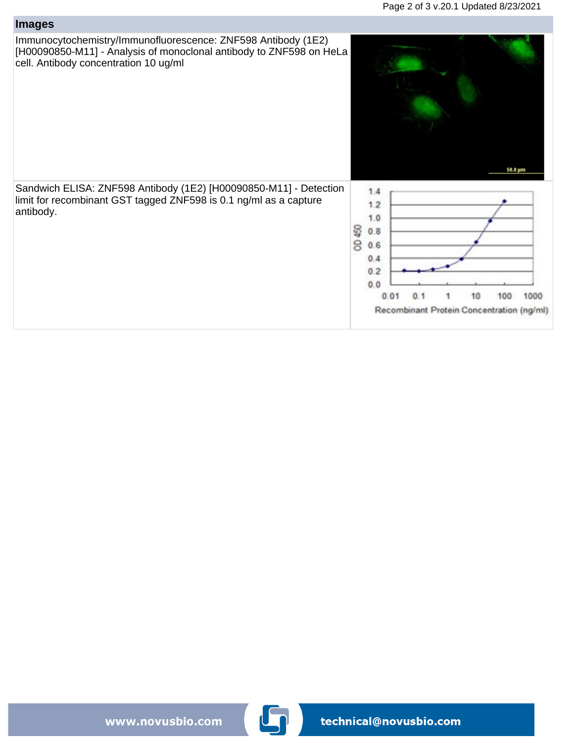## Images

Immunocytochemistry/Immunofluorescence: ZNF598 Antibody (1E2) [H00090850-M11] - Analysis of monoclonal antibody to ZNF598 on HeLa cell. Antibody concentration 10 ug/ml

Sandwich ELISA: ZNF598 Antibody (1E2) [H00090850-M11] - Detection limit for recombinant GST tagged ZNF598 is 0.1 ng/ml as a capture antibody.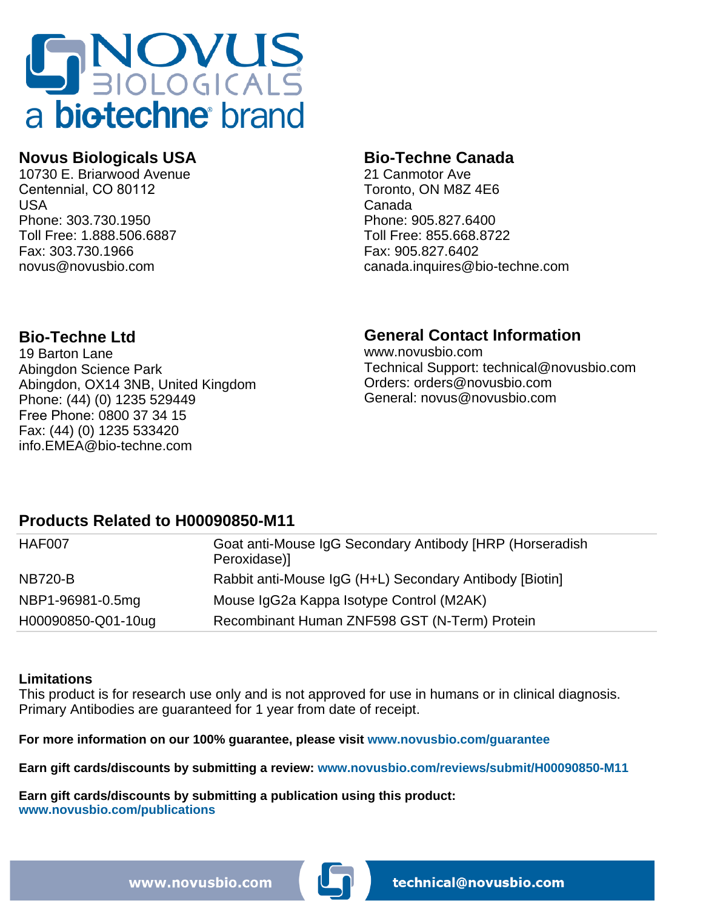## Novus Biologicals USA

10730 E. Briarwood Avenue
Centennial, CO 80112
USA
Phone: 303.730.1950
Toll Free: 1.888.506.6887
Fax: 303.730.1966
novus@novusbio.com

## Bio-Techne Canada

21 Canmotor Ave
Toronto, ON M8Z 4E6
Canada
Phone: 905.827.6400
Toll Free: 855.668.8722
Fax: 905.827.6402
canada.inquires@bio-techne.com

## Bio-Techne Ltd

19 Barton Lane
Abingdon Science Park
Abingdon, OX14 3NB, United Kingdom
Phone: (44) (0) 1235 529449
Free Phone: 0800 37 34 15
Fax: (44) (0) 1235 533420
info.EMEA@bio-techne.com

## General Contact Information

www.novusbio.com
Technical Support: technical@novusbio.com
Orders: orders@novusbio.com
General: novus@novusbio.com

## Products Related to H00090850-M11

| | |
|---|---|
| HAF007 | Goat anti-Mouse IgG Secondary Antibody [HRP (Horseradish Peroxidase)] |
| NB720-B | Rabbit anti-Mouse IgG (H+L) Secondary Antibody [Biotin] |
| NBP1-96981-0.5mg | Mouse IgG2a Kappa Isotype Control (M2AK) |
| H00090850-Q01-10ug | Recombinant Human ZNF598 GST (N-Term) Protein |

### Limitations

This product is for research use only and is not approved for use in humans or in clinical diagnosis. Primary Antibodies are guaranteed for 1 year from date of receipt.

**For more information on our 100% guarantee, please visit www.novusbio.com/guarantee**

**Earn gift cards/discounts by submitting a review: www.novusbio.com/reviews/submit/H00090850-M11**

**Earn gift cards/discounts by submitting a publication using this product: www.novusbio.com/publications**